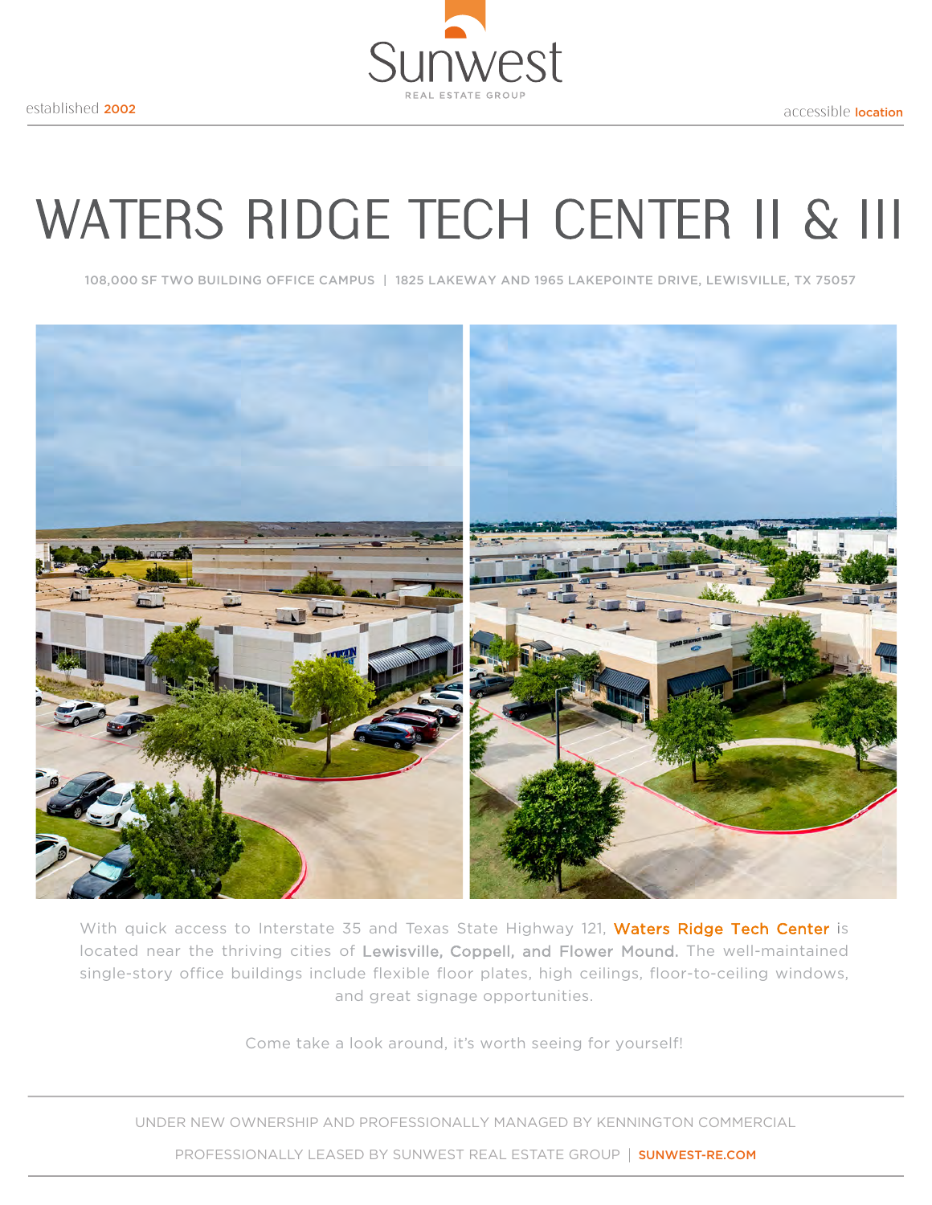Sunwest

REAL ESTATE GROUP

established 2002

accessible location

# WATERS RIDGE TECH CENTER II & III

108,000 SF TWO BUILDING OFFICE CAMPUS | 1825 LAKEWAY AND 1965 LAKEPOINTE DRIVE, LEWISVILLE, TX 75057

With quick access to Interstate 35 and Texas State Highway 121, Waters Ridge Tech Center is located near the thriving cities of **Lewisville, Coppell, and Flower Mound.** The well-maintained single-story office buildings include flexible floor plates, high ceilings, floor-to-ceiling windows, and great signage opportunities.

Come take a look around, it's worth seeing for yourself!

---

UNDER NEW OWNERSHIP AND PROFESSIONALLY MANAGED BY KENNINGTON COMMERCIAL

PROFESSIONALLY LEASED BY SUNWEST REAL ESTATE GROUP | SUNWEST-RE.COM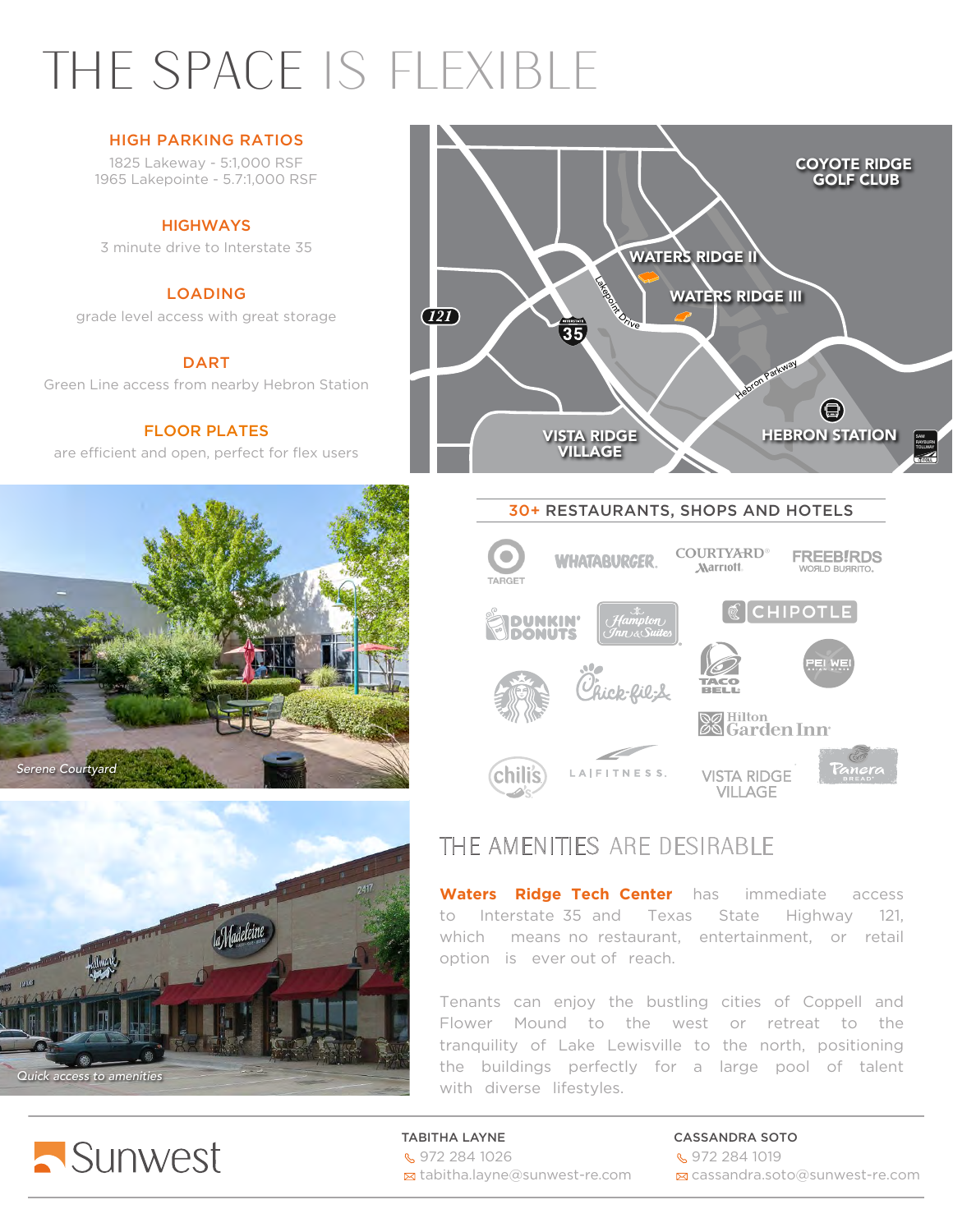# THE SPACE IS FLEXIBLE

**HIGH PARKING RATIOS**

1825 Lakeway - 5:1,000 RSF
1965 Lakepointe - 5.7:1,000 RSF

**HIGHWAYS**

3 minute drive to Interstate 35

**LOADING**

grade level access with great storage

**DART**

Green Line access from nearby Hebron Station

**FLOOR PLATES**

are efficient and open, perfect for flex users

COYOTE RIDGE GOLF CLUB
WATERS RIDGE II
WATERS RIDGE III
121
35
Lakepoint Drive
Hebron Parkway
VISTA RIDGE VILLAGE
HEBRON STATION

Serene Courtyard

**30+ RESTAURANTS, SHOPS AND HOTELS**

TARGET
WHATABURGER
COURTYARD Marriott
FREEBIRDS WORLD BURRITO
DUNKIN' DONUTS
Hampton Inn & Suites
CHIPOTLE
TACO BELL
PEI WEI
Chick-fil-A
Hilton Garden Inn
chili's
LA FITNESS
VISTA RIDGE VILLAGE
Panera BREAD

Quick access to amenities

## THE AMENITIES ARE DESIRABLE

**Waters Ridge Tech Center** has immediate access to Interstate 35 and Texas State Highway 121, which means no restaurant, entertainment, or retail option is ever out of reach.

Tenants can enjoy the bustling cities of Coppell and Flower Mound to the west or retreat to the tranquility of Lake Lewisville to the north, positioning the buildings perfectly for a large pool of talent with diverse lifestyles.

Sunwest

**TABITHA LAYNE**
972 284 1026
tabitha.layne@sunwest-re.com

**CASSANDRA SOTO**
972 284 1019
cassandra.soto@sunwest-re.com